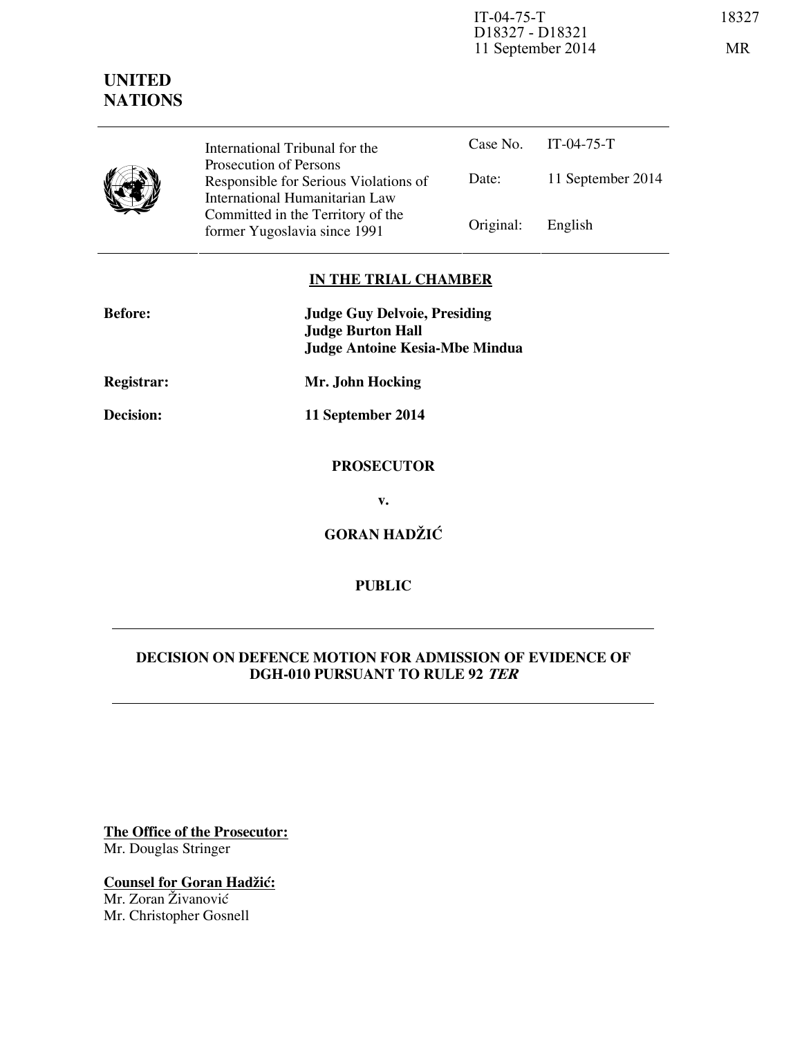IT-04-75-T
D18327 - D18321
11 September 2014

18327

MR

**UNITED NATIONS**

| | | | |
|---|---|---|---|
| International Tribunal for the Prosecution of Persons Responsible for Serious Violations of International Humanitarian Law Committed in the Territory of the former Yugoslavia since 1991 | Case No. | IT-04-75-T |
| | Date: | 11 September 2014 |
| | Original: | English |

**IN THE TRIAL CHAMBER**

**Before:** **Judge Guy Delvoie, Presiding**
**Judge Burton Hall**
**Judge Antoine Kesia-Mbe Mindua**

**Registrar:** **Mr. John Hocking**

**Decision:** **11 September 2014**

**PROSECUTOR**

**v.**

**GORAN HADŽIĆ**

**PUBLIC**

**DECISION ON DEFENCE MOTION FOR ADMISSION OF EVIDENCE OF DGH-010 PURSUANT TO RULE 92 *TER***

**The Office of the Prosecutor:**
Mr. Douglas Stringer

**Counsel for Goran Hadžić:**
Mr. Zoran Živanović
Mr. Christopher Gosnell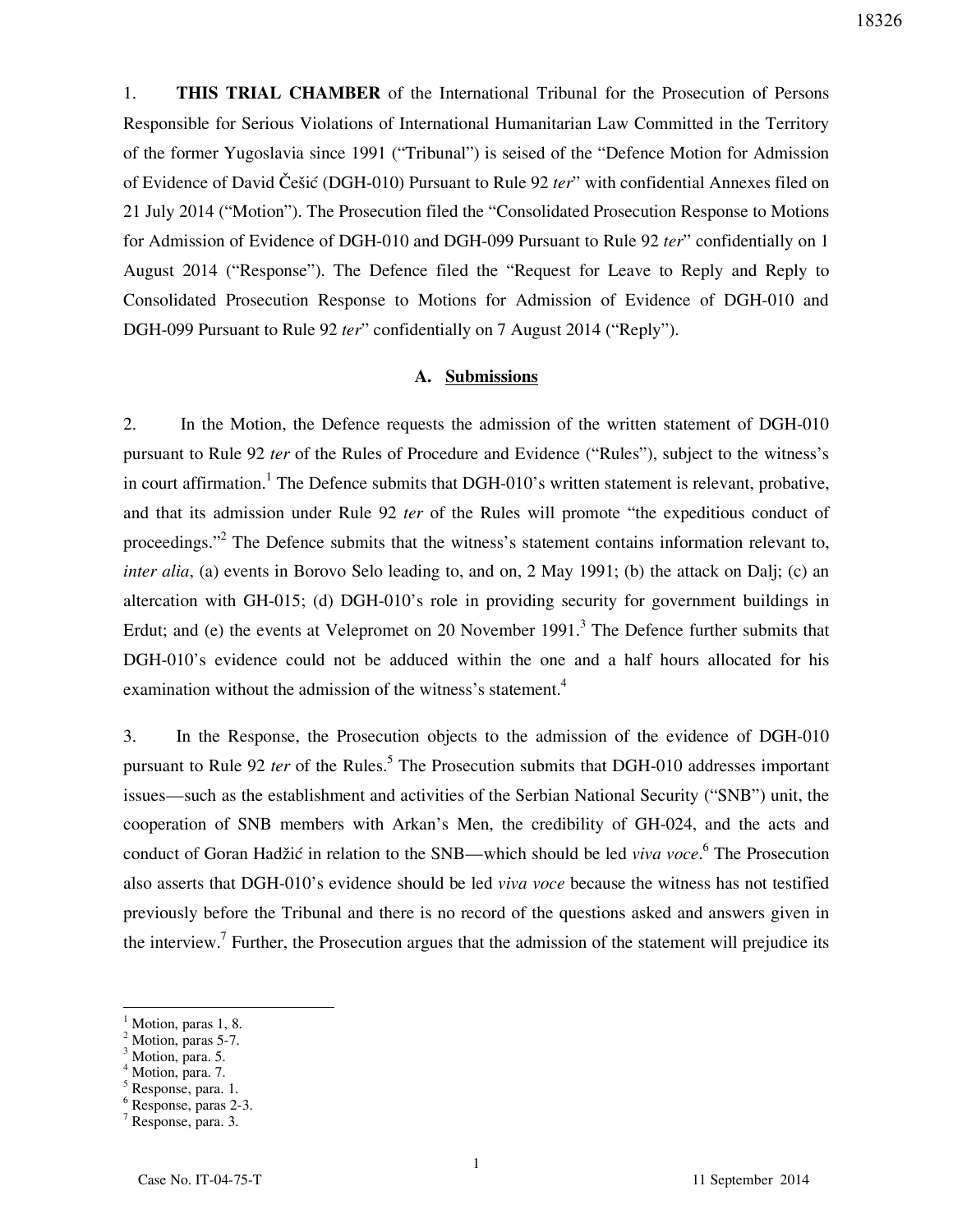1. **THIS TRIAL CHAMBER** of the International Tribunal for the Prosecution of Persons Responsible for Serious Violations of International Humanitarian Law Committed in the Territory of the former Yugoslavia since 1991 ("Tribunal") is seised of the "Defence Motion for Admission of Evidence of David Češić (DGH-010) Pursuant to Rule 92 *ter*" with confidential Annexes filed on 21 July 2014 ("Motion"). The Prosecution filed the "Consolidated Prosecution Response to Motions for Admission of Evidence of DGH-010 and DGH-099 Pursuant to Rule 92 *ter*" confidentially on 1 August 2014 ("Response"). The Defence filed the "Request for Leave to Reply and Reply to Consolidated Prosecution Response to Motions for Admission of Evidence of DGH-010 and DGH-099 Pursuant to Rule 92 *ter*" confidentially on 7 August 2014 ("Reply").

## A. Submissions

2. In the Motion, the Defence requests the admission of the written statement of DGH-010 pursuant to Rule 92 *ter* of the Rules of Procedure and Evidence ("Rules"), subject to the witness's in court affirmation.[1] The Defence submits that DGH-010's written statement is relevant, probative, and that its admission under Rule 92 *ter* of the Rules will promote "the expeditious conduct of proceedings."[2] The Defence submits that the witness's statement contains information relevant to, *inter alia*, (a) events in Borovo Selo leading to, and on, 2 May 1991; (b) the attack on Dalj; (c) an altercation with GH-015; (d) DGH-010's role in providing security for government buildings in Erdut; and (e) the events at Velepromet on 20 November 1991.[3] The Defence further submits that DGH-010's evidence could not be adduced within the one and a half hours allocated for his examination without the admission of the witness's statement.[4]

3. In the Response, the Prosecution objects to the admission of the evidence of DGH-010 pursuant to Rule 92 *ter* of the Rules.[5] The Prosecution submits that DGH-010 addresses important issues—such as the establishment and activities of the Serbian National Security ("SNB") unit, the cooperation of SNB members with Arkan's Men, the credibility of GH-024, and the acts and conduct of Goran Hadžić in relation to the SNB—which should be led *viva voce*.[6] The Prosecution also asserts that DGH-010's evidence should be led *viva voce* because the witness has not testified previously before the Tribunal and there is no record of the questions asked and answers given in the interview.[7] Further, the Prosecution argues that the admission of the statement will prejudice its

---

[1] Motion, paras 1, 8.
[2] Motion, paras 5-7.
[3] Motion, para. 5.
[4] Motion, para. 7.
[5] Response, para. 1.
[6] Response, paras 2-3.
[7] Response, para. 3.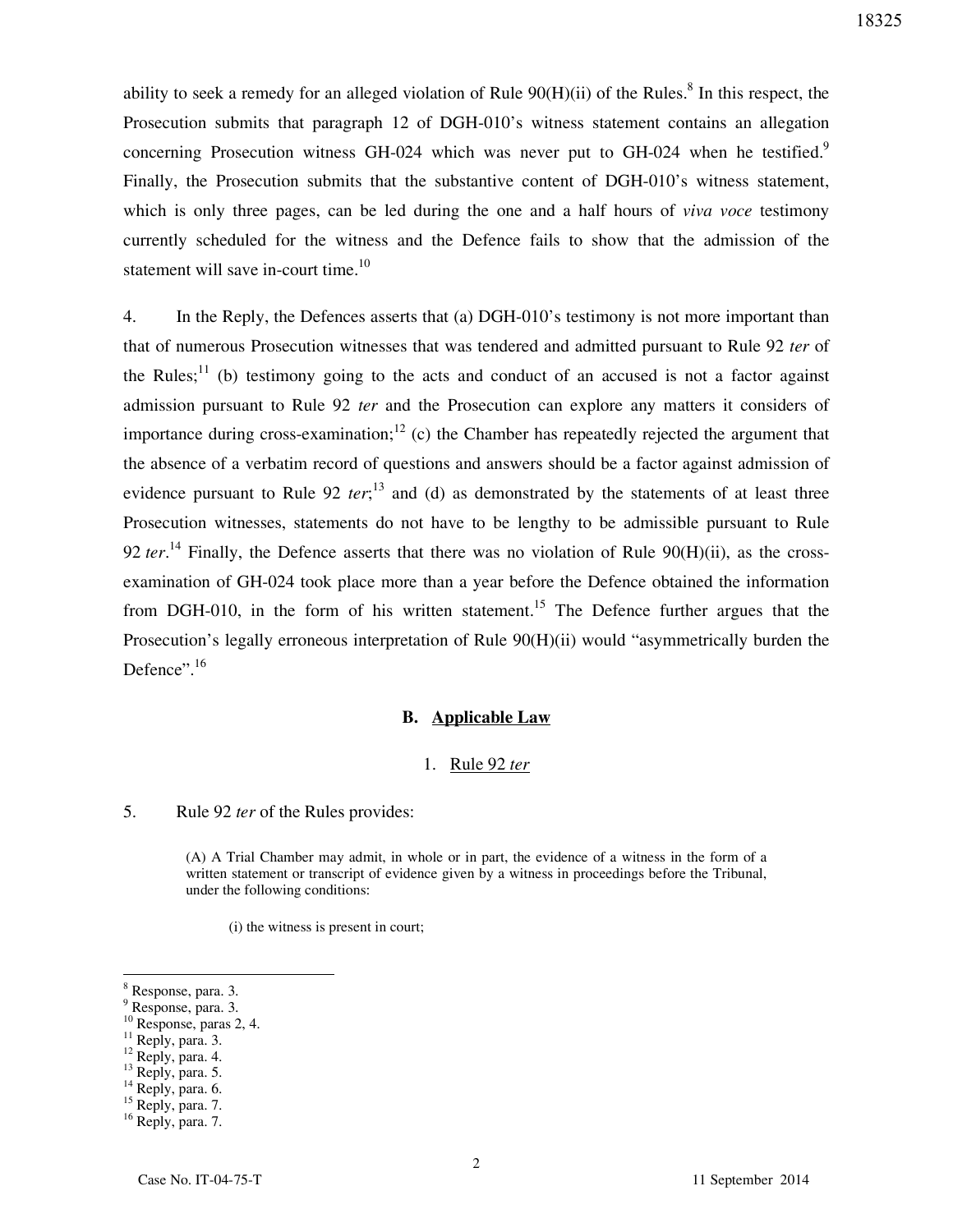ability to seek a remedy for an alleged violation of Rule 90(H)(ii) of the Rules.[8] In this respect, the Prosecution submits that paragraph 12 of DGH-010's witness statement contains an allegation concerning Prosecution witness GH-024 which was never put to GH-024 when he testified.[9] Finally, the Prosecution submits that the substantive content of DGH-010's witness statement, which is only three pages, can be led during the one and a half hours of *viva voce* testimony currently scheduled for the witness and the Defence fails to show that the admission of the statement will save in-court time.[10]

4. In the Reply, the Defences asserts that (a) DGH-010's testimony is not more important than that of numerous Prosecution witnesses that was tendered and admitted pursuant to Rule 92 *ter* of the Rules;[11] (b) testimony going to the acts and conduct of an accused is not a factor against admission pursuant to Rule 92 *ter* and the Prosecution can explore any matters it considers of importance during cross-examination;[12] (c) the Chamber has repeatedly rejected the argument that the absence of a verbatim record of questions and answers should be a factor against admission of evidence pursuant to Rule 92 *ter*;[13] and (d) as demonstrated by the statements of at least three Prosecution witnesses, statements do not have to be lengthy to be admissible pursuant to Rule 92 *ter*.[14] Finally, the Defence asserts that there was no violation of Rule 90(H)(ii), as the cross-examination of GH-024 took place more than a year before the Defence obtained the information from DGH-010, in the form of his written statement.[15] The Defence further argues that the Prosecution's legally erroneous interpretation of Rule 90(H)(ii) would "asymmetrically burden the Defence".[16]

## B. Applicable Law

### 1. Rule 92 *ter*

5. Rule 92 *ter* of the Rules provides:

> (A) A Trial Chamber may admit, in whole or in part, the evidence of a witness in the form of a written statement or transcript of evidence given by a witness in proceedings before the Tribunal, under the following conditions:
>
> (i) the witness is present in court;

---

[8] Response, para. 3.
[9] Response, para. 3.
[10] Response, paras 2, 4.
[11] Reply, para. 3.
[12] Reply, para. 4.
[13] Reply, para. 5.
[14] Reply, para. 6.
[15] Reply, para. 7.
[16] Reply, para. 7.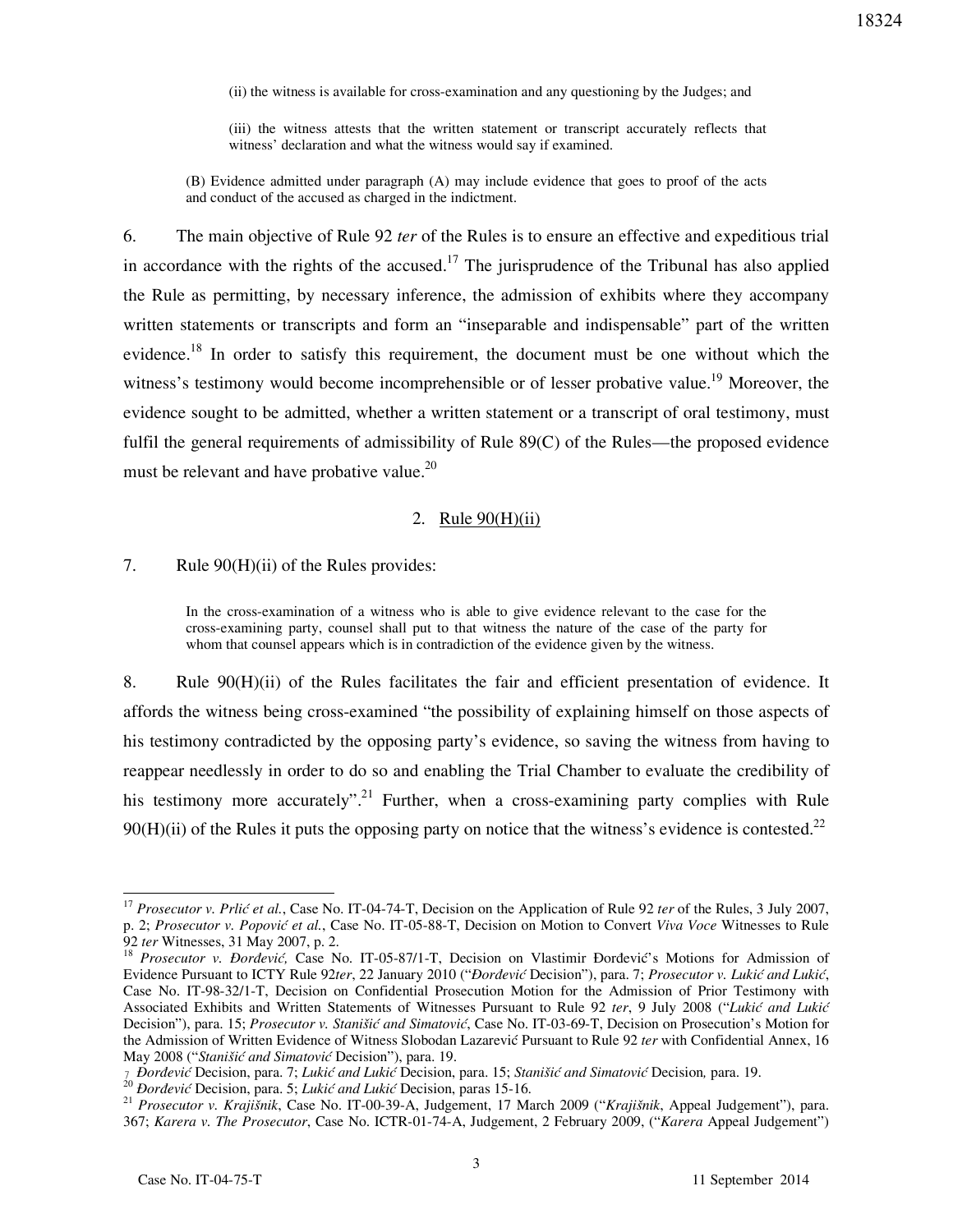(ii) the witness is available for cross-examination and any questioning by the Judges; and

(iii) the witness attests that the written statement or transcript accurately reflects that witness' declaration and what the witness would say if examined.

(B) Evidence admitted under paragraph (A) may include evidence that goes to proof of the acts and conduct of the accused as charged in the indictment.

6. The main objective of Rule 92 *ter* of the Rules is to ensure an effective and expeditious trial in accordance with the rights of the accused.[17] The jurisprudence of the Tribunal has also applied the Rule as permitting, by necessary inference, the admission of exhibits where they accompany written statements or transcripts and form an "inseparable and indispensable" part of the written evidence.[18] In order to satisfy this requirement, the document must be one without which the witness's testimony would become incomprehensible or of lesser probative value.[19] Moreover, the evidence sought to be admitted, whether a written statement or a transcript of oral testimony, must fulfil the general requirements of admissibility of Rule 89(C) of the Rules—the proposed evidence must be relevant and have probative value.[20]

## 2. Rule 90(H)(ii)

7. Rule 90(H)(ii) of the Rules provides:

> In the cross-examination of a witness who is able to give evidence relevant to the case for the cross-examining party, counsel shall put to that witness the nature of the case of the party for whom that counsel appears which is in contradiction of the evidence given by the witness.

8. Rule 90(H)(ii) of the Rules facilitates the fair and efficient presentation of evidence. It affords the witness being cross-examined "the possibility of explaining himself on those aspects of his testimony contradicted by the opposing party's evidence, so saving the witness from having to reappear needlessly in order to do so and enabling the Trial Chamber to evaluate the credibility of his testimony more accurately".[21] Further, when a cross-examining party complies with Rule 90(H)(ii) of the Rules it puts the opposing party on notice that the witness's evidence is contested.[22]

---

[17] *Prosecutor v. Prlić et al.*, Case No. IT-04-74-T, Decision on the Application of Rule 92 *ter* of the Rules, 3 July 2007, p. 2; *Prosecutor v. Popović et al.*, Case No. IT-05-88-T, Decision on Motion to Convert *Viva Voce* Witnesses to Rule 92 *ter* Witnesses, 31 May 2007, p. 2.

[18] *Prosecutor v. Đorđević,* Case No. IT-05-87/1-T, Decision on Vlastimir Đorđević's Motions for Admission of Evidence Pursuant to ICTY Rule 92*ter*, 22 January 2010 ("*Đorđević* Decision"), para. 7; *Prosecutor v. Lukić and Lukić*, Case No. IT-98-32/1-T, Decision on Confidential Prosecution Motion for the Admission of Prior Testimony with Associated Exhibits and Written Statements of Witnesses Pursuant to Rule 92 *ter*, 9 July 2008 ("*Lukić and Lukić* Decision"), para. 15; *Prosecutor v. Stanišić and Simatović*, Case No. IT-03-69-T, Decision on Prosecution's Motion for the Admission of Written Evidence of Witness Slobodan Lazarević Pursuant to Rule 92 *ter* with Confidential Annex, 16 May 2008 ("*Stanišić and Simatović* Decision"), para. 19.

[19] *Đorđević* Decision, para. 7; *Lukić and Lukić* Decision, para. 15; *Stanišić and Simatović* Decision*,* para. 19.

[20] *Đorđević* Decision, para. 5; *Lukić and Lukić* Decision, paras 15-16.

[21] *Prosecutor v. Krajišnik*, Case No. IT-00-39-A, Judgement, 17 March 2009 ("*Krajišnik*, Appeal Judgement"), para. 367; *Karera v. The Prosecutor*, Case No. ICTR-01-74-A, Judgement, 2 February 2009, ("*Karera* Appeal Judgement")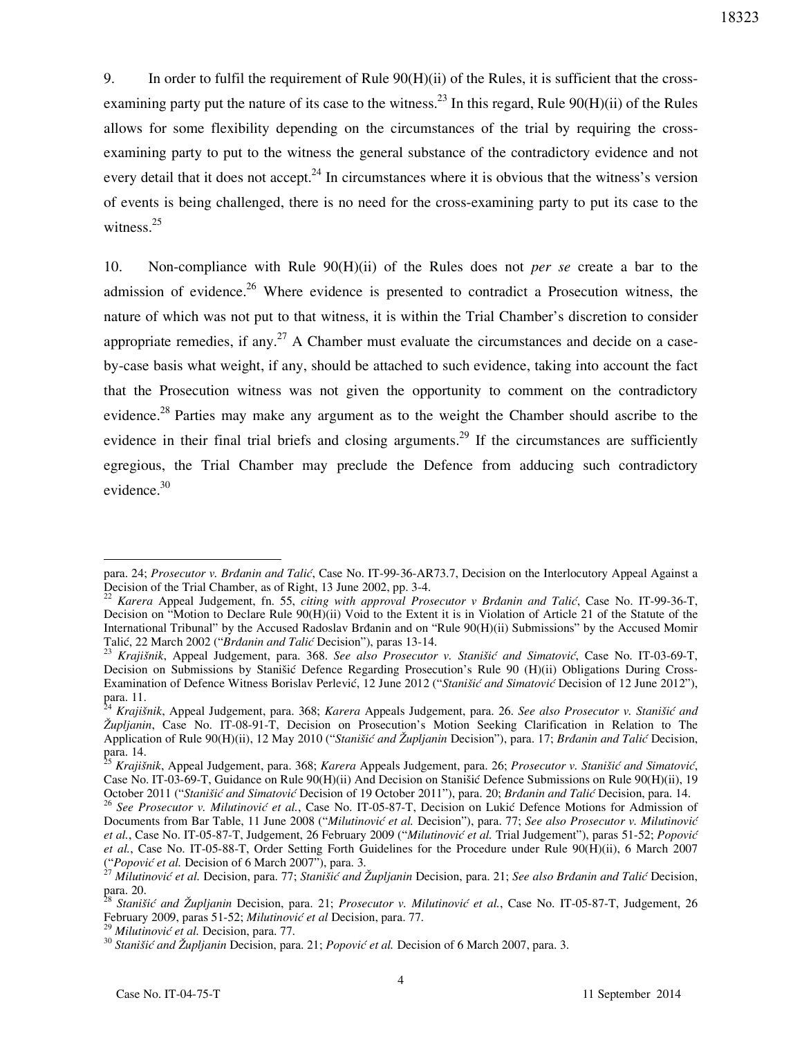9. In order to fulfil the requirement of Rule 90(H)(ii) of the Rules, it is sufficient that the cross-examining party put the nature of its case to the witness.[23] In this regard, Rule 90(H)(ii) of the Rules allows for some flexibility depending on the circumstances of the trial by requiring the cross-examining party to put to the witness the general substance of the contradictory evidence and not every detail that it does not accept.[24] In circumstances where it is obvious that the witness's version of events is being challenged, there is no need for the cross-examining party to put its case to the witness.[25]

10. Non-compliance with Rule 90(H)(ii) of the Rules does not *per se* create a bar to the admission of evidence.[26] Where evidence is presented to contradict a Prosecution witness, the nature of which was not put to that witness, it is within the Trial Chamber's discretion to consider appropriate remedies, if any.[27] A Chamber must evaluate the circumstances and decide on a case-by-case basis what weight, if any, should be attached to such evidence, taking into account the fact that the Prosecution witness was not given the opportunity to comment on the contradictory evidence.[28] Parties may make any argument as to the weight the Chamber should ascribe to the evidence in their final trial briefs and closing arguments.[29] If the circumstances are sufficiently egregious, the Trial Chamber may preclude the Defence from adducing such contradictory evidence.[30]

---

para. 24; *Prosecutor v. Brđanin and Talić*, Case No. IT-99-36-AR73.7, Decision on the Interlocutory Appeal Against a Decision of the Trial Chamber, as of Right, 13 June 2002, pp. 3-4.

[22] *Karera* Appeal Judgement, fn. 55, *citing with approval Prosecutor v Brđanin and Talić*, Case No. IT-99-36-T, Decision on "Motion to Declare Rule 90(H)(ii) Void to the Extent it is in Violation of Article 21 of the Statute of the International Tribunal" by the Accused Radoslav Brđanin and on "Rule 90(H)(ii) Submissions" by the Accused Momir Talić, 22 March 2002 ("*Brđanin and Talić* Decision"), paras 13-14.

[23] *Krajišnik*, Appeal Judgement, para. 368. *See also Prosecutor v. Stanišić and Simatović*, Case No. IT-03-69-T, Decision on Submissions by Stanišić Defence Regarding Prosecution's Rule 90 (H)(ii) Obligations During Cross-Examination of Defence Witness Borislav Perlević, 12 June 2012 ("*Stanišić and Simatović* Decision of 12 June 2012"), para. 11.

[24] *Krajišnik*, Appeal Judgement, para. 368; *Karera* Appeals Judgement, para. 26. *See also Prosecutor v. Stanišić and Župljanin*, Case No. IT-08-91-T, Decision on Prosecution's Motion Seeking Clarification in Relation to The Application of Rule 90(H)(ii), 12 May 2010 ("*Stanišić and Župljanin* Decision"), para. 17; *Brđanin and Talić* Decision, para. 14.

[25] *Krajišnik*, Appeal Judgement, para. 368; *Karera* Appeals Judgement, para. 26; *Prosecutor v. Stanišić and Simatović*, Case No. IT-03-69-T, Guidance on Rule 90(H)(ii) And Decision on Stanišić Defence Submissions on Rule 90(H)(ii), 19 October 2011 ("*Stanišić and Simatović* Decision of 19 October 2011"), para. 20; *Brđanin and Talić* Decision, para. 14.

[26] *See Prosecutor v. Milutinović et al.*, Case No. IT-05-87-T, Decision on Lukić Defence Motions for Admission of Documents from Bar Table, 11 June 2008 ("*Milutinović et al.* Decision"), para. 77; *See also Prosecutor v. Milutinović et al.*, Case No. IT-05-87-T, Judgement, 26 February 2009 ("*Milutinović et al.* Trial Judgement"), paras 51-52; *Popović et al.*, Case No. IT-05-88-T, Order Setting Forth Guidelines for the Procedure under Rule 90(H)(ii), 6 March 2007 ("*Popović et al.* Decision of 6 March 2007"), para. 3.

[27] *Milutinović et al.* Decision, para. 77; *Stanišić and Župljanin* Decision, para. 21; *See also Brđanin and Talić* Decision, para. 20.

[28] *Stanišić and Župljanin* Decision, para. 21; *Prosecutor v. Milutinović et al.*, Case No. IT-05-87-T, Judgement, 26 February 2009, paras 51-52; *Milutinović et al* Decision, para. 77.

[29] *Milutinović et al.* Decision, para. 77.

[30] *Stanišić and Župljanin* Decision, para. 21; *Popović et al.* Decision of 6 March 2007, para. 3.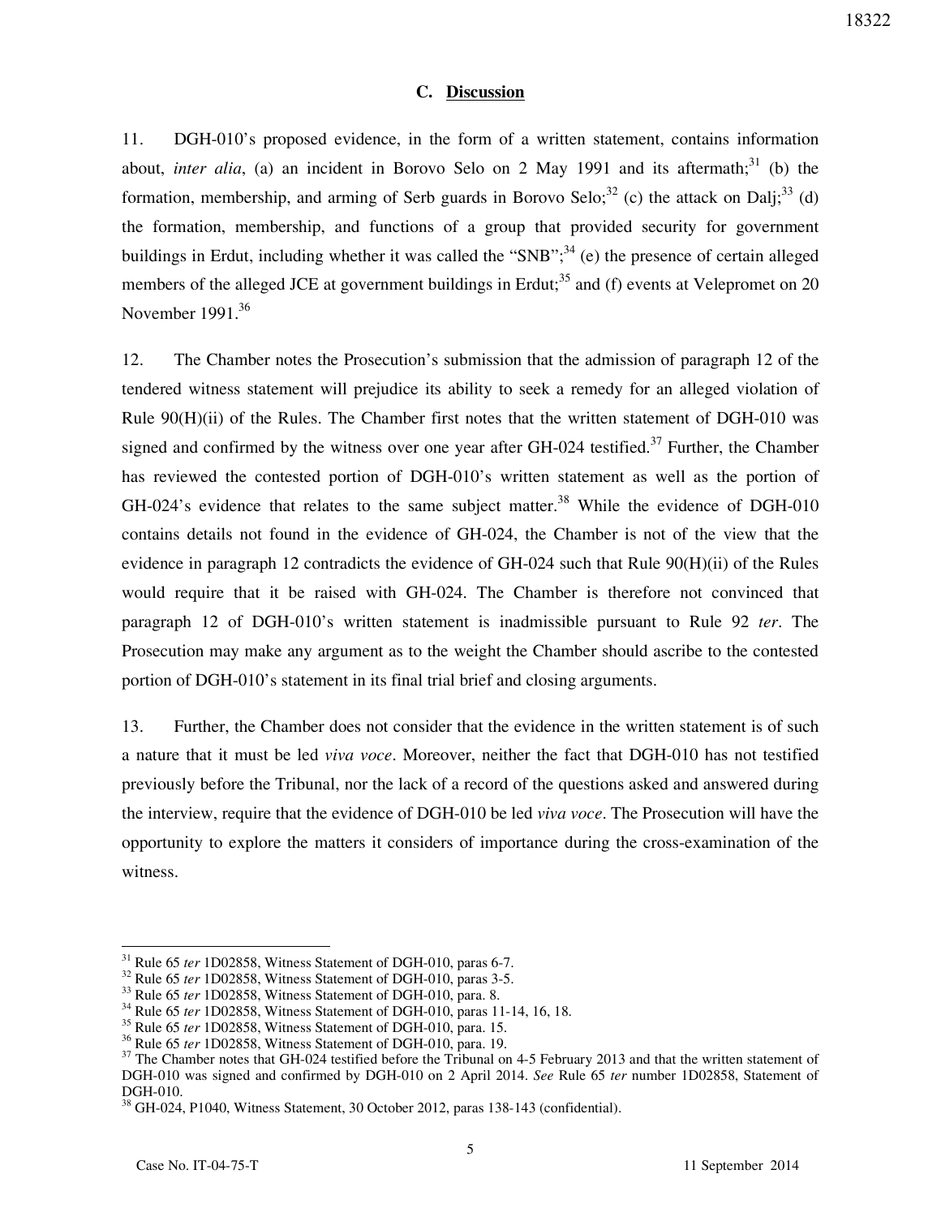### C. Discussion

11. DGH-010's proposed evidence, in the form of a written statement, contains information about, *inter alia*, (a) an incident in Borovo Selo on 2 May 1991 and its aftermath;[31] (b) the formation, membership, and arming of Serb guards in Borovo Selo;[32] (c) the attack on Dalj;[33] (d) the formation, membership, and functions of a group that provided security for government buildings in Erdut, including whether it was called the "SNB";[34] (e) the presence of certain alleged members of the alleged JCE at government buildings in Erdut;[35] and (f) events at Velepromet on 20 November 1991.[36]

12. The Chamber notes the Prosecution's submission that the admission of paragraph 12 of the tendered witness statement will prejudice its ability to seek a remedy for an alleged violation of Rule 90(H)(ii) of the Rules. The Chamber first notes that the written statement of DGH-010 was signed and confirmed by the witness over one year after GH-024 testified.[37] Further, the Chamber has reviewed the contested portion of DGH-010's written statement as well as the portion of GH-024's evidence that relates to the same subject matter.[38] While the evidence of DGH-010 contains details not found in the evidence of GH-024, the Chamber is not of the view that the evidence in paragraph 12 contradicts the evidence of GH-024 such that Rule 90(H)(ii) of the Rules would require that it be raised with GH-024. The Chamber is therefore not convinced that paragraph 12 of DGH-010's written statement is inadmissible pursuant to Rule 92 *ter*. The Prosecution may make any argument as to the weight the Chamber should ascribe to the contested portion of DGH-010's statement in its final trial brief and closing arguments.

13. Further, the Chamber does not consider that the evidence in the written statement is of such a nature that it must be led *viva voce*. Moreover, neither the fact that DGH-010 has not testified previously before the Tribunal, nor the lack of a record of the questions asked and answered during the interview, require that the evidence of DGH-010 be led *viva voce*. The Prosecution will have the opportunity to explore the matters it considers of importance during the cross-examination of the witness.

---

[31] Rule 65 *ter* 1D02858, Witness Statement of DGH-010, paras 6-7.

[32] Rule 65 *ter* 1D02858, Witness Statement of DGH-010, paras 3-5.

[33] Rule 65 *ter* 1D02858, Witness Statement of DGH-010, para. 8.

[34] Rule 65 *ter* 1D02858, Witness Statement of DGH-010, paras 11-14, 16, 18.

[35] Rule 65 *ter* 1D02858, Witness Statement of DGH-010, para. 15.

[36] Rule 65 *ter* 1D02858, Witness Statement of DGH-010, para. 19.

[37] The Chamber notes that GH-024 testified before the Tribunal on 4-5 February 2013 and that the written statement of DGH-010 was signed and confirmed by DGH-010 on 2 April 2014. *See* Rule 65 *ter* number 1D02858, Statement of DGH-010.

[38] GH-024, P1040, Witness Statement, 30 October 2012, paras 138-143 (confidential).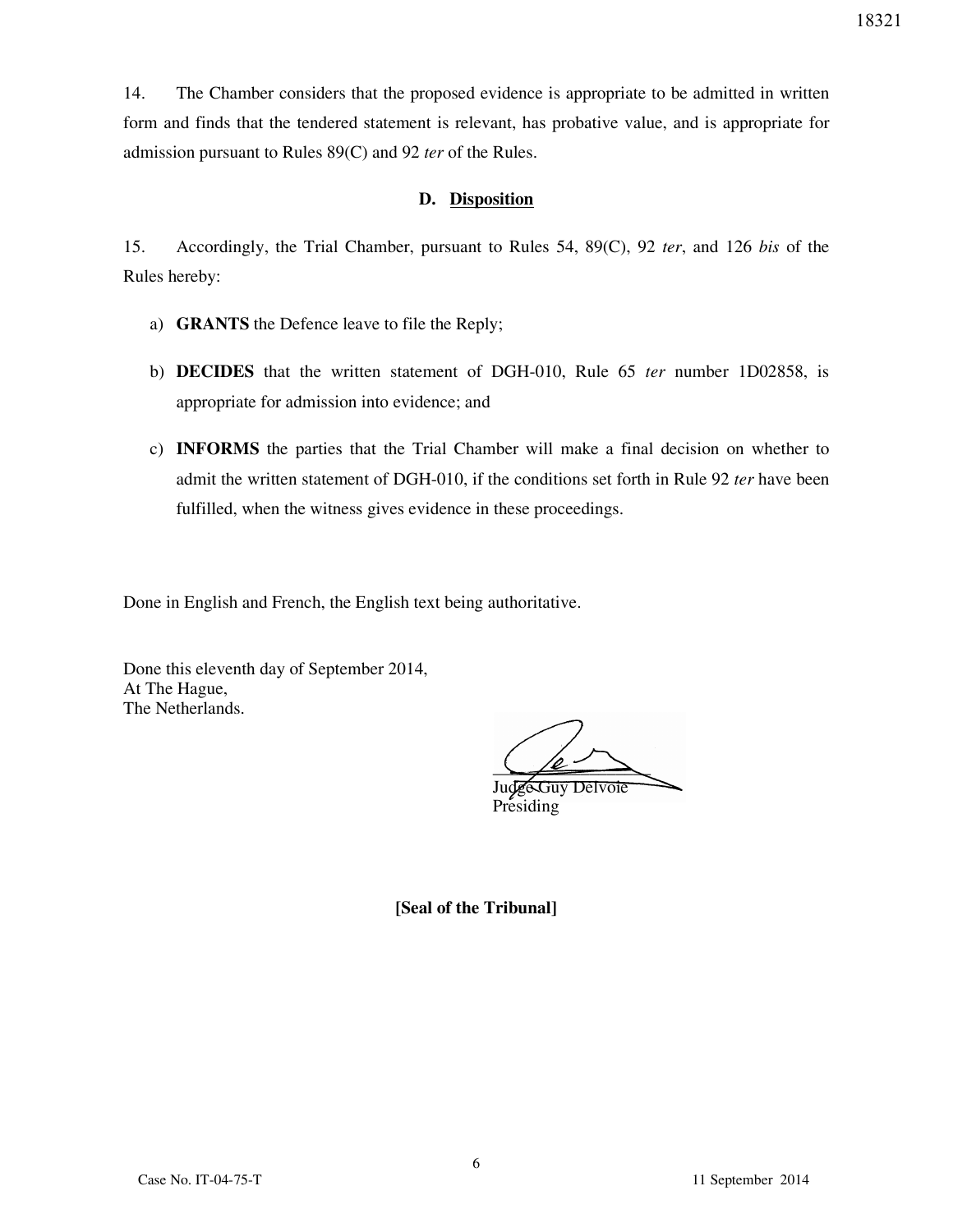14. The Chamber considers that the proposed evidence is appropriate to be admitted in written form and finds that the tendered statement is relevant, has probative value, and is appropriate for admission pursuant to Rules 89(C) and 92 *ter* of the Rules.

### D. Disposition

15. Accordingly, the Trial Chamber, pursuant to Rules 54, 89(C), 92 *ter*, and 126 *bis* of the Rules hereby:

a) **GRANTS** the Defence leave to file the Reply;

b) **DECIDES** that the written statement of DGH-010, Rule 65 *ter* number 1D02858, is appropriate for admission into evidence; and

c) **INFORMS** the parties that the Trial Chamber will make a final decision on whether to admit the written statement of DGH-010, if the conditions set forth in Rule 92 *ter* have been fulfilled, when the witness gives evidence in these proceedings.

Done in English and French, the English text being authoritative.

Done this eleventh day of September 2014,
At The Hague,
The Netherlands.

Judge Guy Delvoie
Presiding

**[Seal of the Tribunal]**